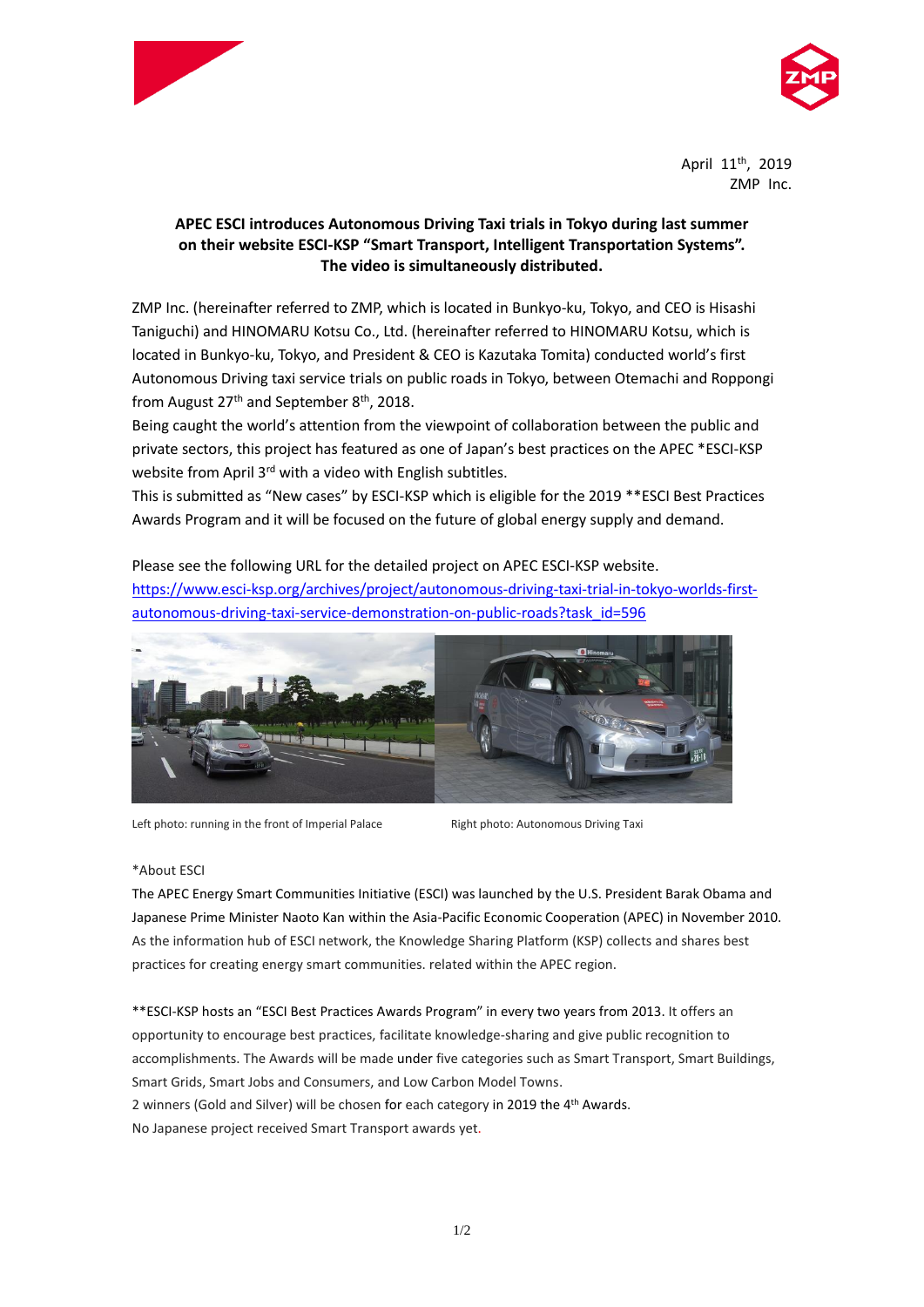April 11th, 2019
ZMP Inc.

**APEC ESCI introduces Autonomous Driving Taxi trials in Tokyo during last summer on their website ESCI-KSP "Smart Transport, Intelligent Transportation Systems". The video is simultaneously distributed.**

ZMP Inc. (hereinafter referred to ZMP, which is located in Bunkyo-ku, Tokyo, and CEO is Hisashi Taniguchi) and HINOMARU Kotsu Co., Ltd. (hereinafter referred to HINOMARU Kotsu, which is located in Bunkyo-ku, Tokyo, and President & CEO is Kazutaka Tomita) conducted world's first Autonomous Driving taxi service trials on public roads in Tokyo, between Otemachi and Roppongi from August 27th and September 8th, 2018.

Being caught the world's attention from the viewpoint of collaboration between the public and private sectors, this project has featured as one of Japan's best practices on the APEC *ESCI-KSP website from April 3rd with a video with English subtitles.

This is submitted as "New cases" by ESCI-KSP which is eligible for the 2019 **ESCI Best Practices Awards Program and it will be focused on the future of global energy supply and demand.

Please see the following URL for the detailed project on APEC ESCI-KSP website.
https://www.esci-ksp.org/archives/project/autonomous-driving-taxi-trial-in-tokyo-worlds-first-autonomous-driving-taxi-service-demonstration-on-public-roads?task_id=596

Left photo: running in the front of Imperial Palace

Right photo: Autonomous Driving Taxi

*About ESCI

The APEC Energy Smart Communities Initiative (ESCI) was launched by the U.S. President Barak Obama and Japanese Prime Minister Naoto Kan within the Asia-Pacific Economic Cooperation (APEC) in November 2010. As the information hub of ESCI network, the Knowledge Sharing Platform (KSP) collects and shares best practices for creating energy smart communities. related within the APEC region.

**ESCI-KSP hosts an "ESCI Best Practices Awards Program" in every two years from 2013. It offers an opportunity to encourage best practices, facilitate knowledge-sharing and give public recognition to accomplishments. The Awards will be made under five categories such as Smart Transport, Smart Buildings, Smart Grids, Smart Jobs and Consumers, and Low Carbon Model Towns.

2 winners (Gold and Silver) will be chosen for each category in 2019 the 4th Awards.

No Japanese project received Smart Transport awards yet.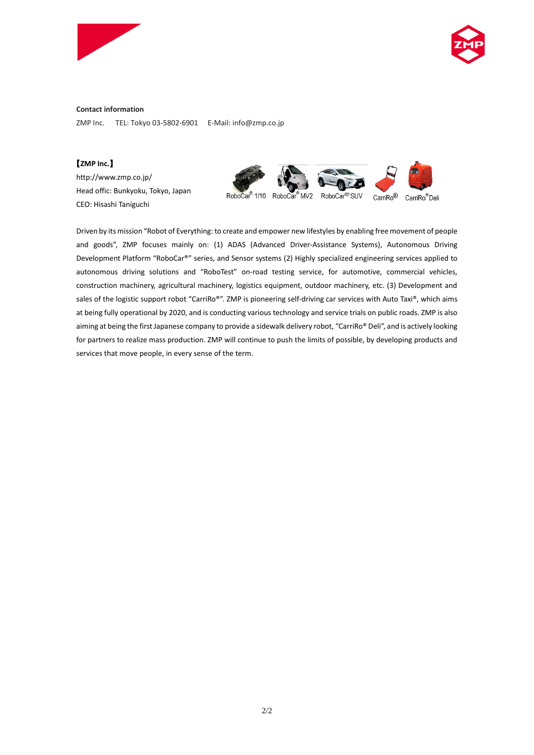**Contact information**

ZMP Inc. TEL: Tokyo 03-5802-6901 E-Mail: info@zmp.co.jp

**【ZMP Inc.】**

http://www.zmp.co.jp/
Head offic: Bunkyoku, Tokyo, Japan
CEO: Hisashi Taniguchi

RoboCar® 1/10 RoboCar® MV2 RoboCar® SUV CarriRo® CarriRo® Deli

Driven by its mission "Robot of Everything: to create and empower new lifestyles by enabling free movement of people and goods", ZMP focuses mainly on: (1) ADAS (Advanced Driver-Assistance Systems), Autonomous Driving Development Platform "RoboCar®" series, and Sensor systems (2) Highly specialized engineering services applied to autonomous driving solutions and "RoboTest" on-road testing service, for automotive, commercial vehicles, construction machinery, agricultural machinery, logistics equipment, outdoor machinery, etc. (3) Development and sales of the logistic support robot "CarriRo®". ZMP is pioneering self-driving car services with Auto Taxi®, which aims at being fully operational by 2020, and is conducting various technology and service trials on public roads. ZMP is also aiming at being the first Japanese company to provide a sidewalk delivery robot, "CarriRo® Deli", and is actively looking for partners to realize mass production. ZMP will continue to push the limits of possible, by developing products and services that move people, in every sense of the term.